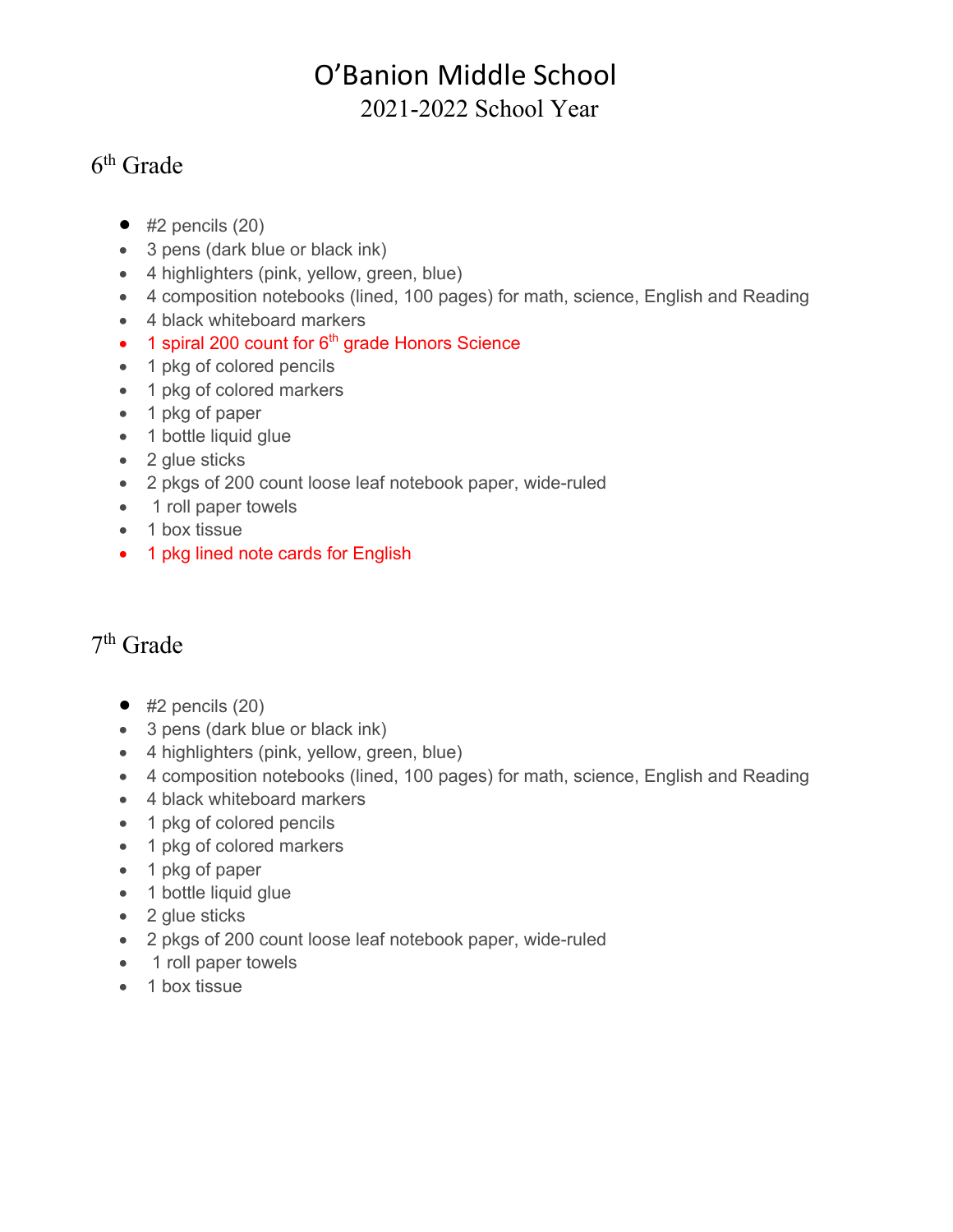# O'Banion Middle School

2021-2022 School Year

## 6th Grade

- #2 pencils (20)
- 3 pens (dark blue or black ink)
- 4 highlighters (pink, yellow, green, blue)
- 4 composition notebooks (lined, 100 pages) for math, science, English and Reading
- 4 black whiteboard markers
- 1 spiral 200 count for 6th grade Honors Science
- 1 pkg of colored pencils
- 1 pkg of colored markers
- 1 pkg of paper
- 1 bottle liquid glue
- 2 glue sticks
- 2 pkgs of 200 count loose leaf notebook paper, wide-ruled
- 1 roll paper towels
- 1 box tissue
- 1 pkg lined note cards for English

## 7th Grade

- #2 pencils (20)
- 3 pens (dark blue or black ink)
- 4 highlighters (pink, yellow, green, blue)
- 4 composition notebooks (lined, 100 pages) for math, science, English and Reading
- 4 black whiteboard markers
- 1 pkg of colored pencils
- 1 pkg of colored markers
- 1 pkg of paper
- 1 bottle liquid glue
- 2 glue sticks
- 2 pkgs of 200 count loose leaf notebook paper, wide-ruled
- 1 roll paper towels
- 1 box tissue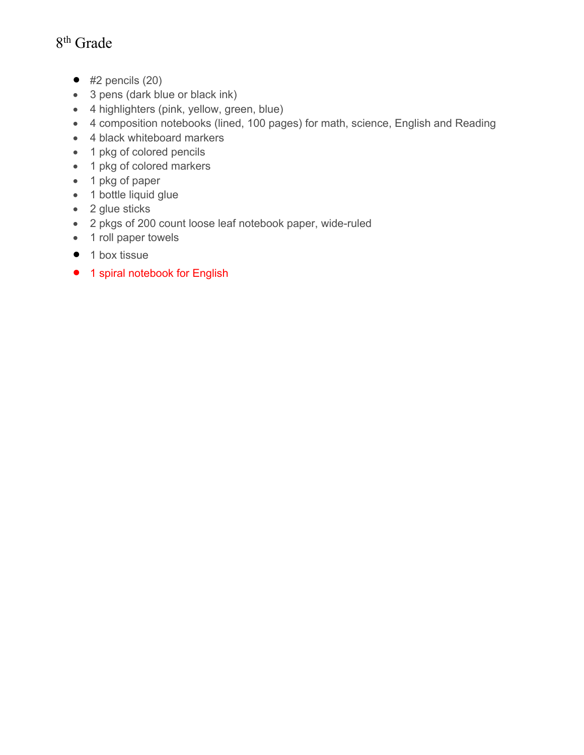# 8th Grade

- #2 pencils (20)
- 3 pens (dark blue or black ink)
- 4 highlighters (pink, yellow, green, blue)
- 4 composition notebooks (lined, 100 pages) for math, science, English and Reading
- 4 black whiteboard markers
- 1 pkg of colored pencils
- 1 pkg of colored markers
- 1 pkg of paper
- 1 bottle liquid glue
- 2 glue sticks
- 2 pkgs of 200 count loose leaf notebook paper, wide-ruled
- 1 roll paper towels
- 1 box tissue
- 1 spiral notebook for English